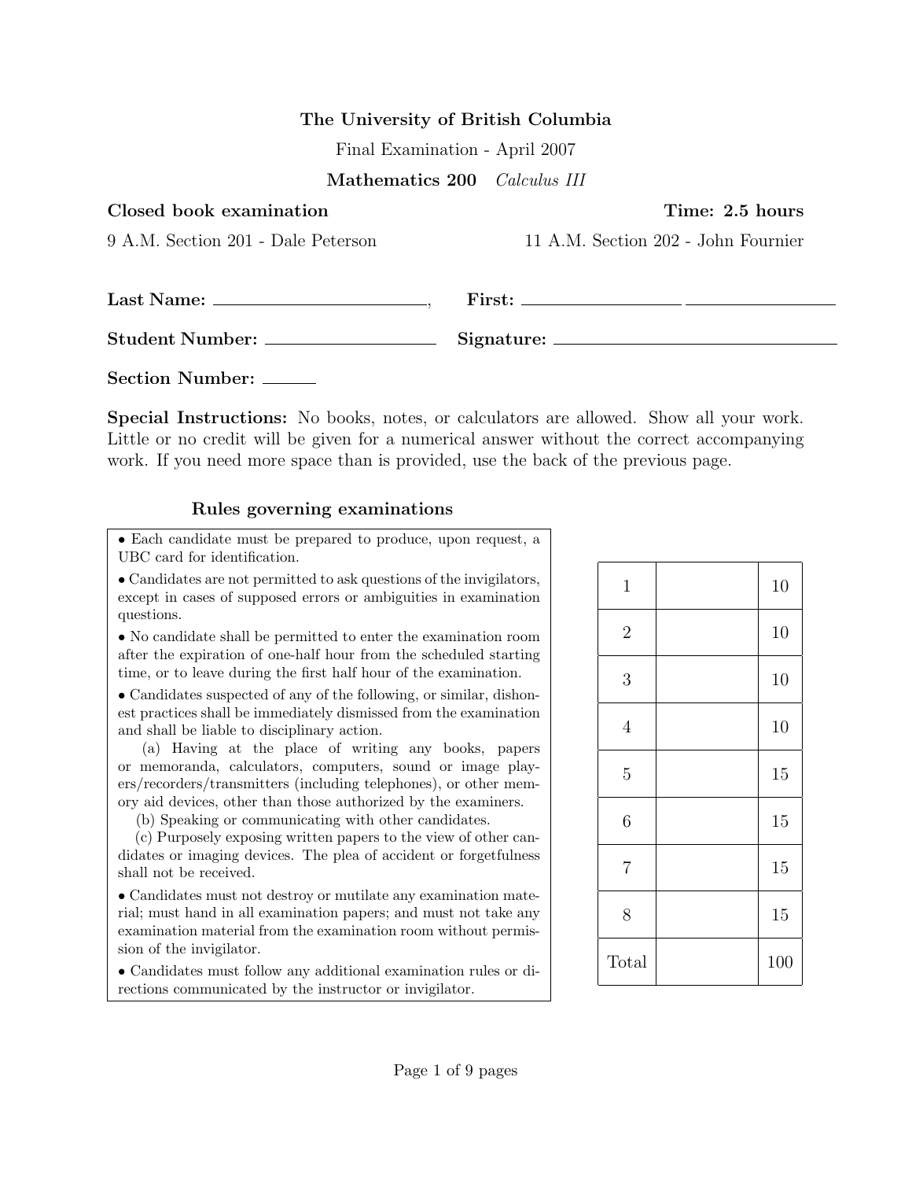**The University of British Columbia**

Final Examination - April 2007

**Mathematics 200** *Calculus III*

**Closed book examination** **Time: 2.5 hours**

9 A.M. Section 201 - Dale Peterson 11 A.M. Section 202 - John Fournier

**Last Name:** \_\_\_\_\_\_\_\_\_\_\_\_\_\_\_\_\_\_\_\_, **First:** \_\_\_\_\_\_\_\_\_\_\_\_\_\_\_\_ \_\_\_\_\_\_\_\_\_\_\_\_\_\_\_\_

**Student Number:** \_\_\_\_\_\_\_\_\_\_\_\_\_\_\_\_ **Signature:** \_\_\_\_\_\_\_\_\_\_\_\_\_\_\_\_\_\_\_\_

**Section Number:** \_\_\_\_\_\_

**Special Instructions:** No books, notes, or calculators are allowed. Show all your work. Little or no credit will be given for a numerical answer without the correct accompanying work. If you need more space than is provided, use the back of the previous page.

### Rules governing examinations

- Each candidate must be prepared to produce, upon request, a UBC card for identification.
- Candidates are not permitted to ask questions of the invigilators, except in cases of supposed errors or ambiguities in examination questions.
- No candidate shall be permitted to enter the examination room after the expiration of one-half hour from the scheduled starting time, or to leave during the first half hour of the examination.
- Candidates suspected of any of the following, or similar, dishonest practices shall be immediately dismissed from the examination and shall be liable to disciplinary action.
  (a) Having at the place of writing any books, papers or memoranda, calculators, computers, sound or image players/recorders/transmitters (including telephones), or other memory aid devices, other than those authorized by the examiners.
  (b) Speaking or communicating with other candidates.
  (c) Purposely exposing written papers to the view of other candidates or imaging devices. The plea of accident or forgetfulness shall not be received.
- Candidates must not destroy or mutilate any examination material; must hand in all examination papers; and must not take any examination material from the examination room without permission of the invigilator.
- Candidates must follow any additional examination rules or directions communicated by the instructor or invigilator.

| | | |
|---|---|---|
| 1 | | 10 |
| 2 | | 10 |
| 3 | | 10 |
| 4 | | 10 |
| 5 | | 15 |
| 6 | | 15 |
| 7 | | 15 |
| 8 | | 15 |
| Total | | 100 |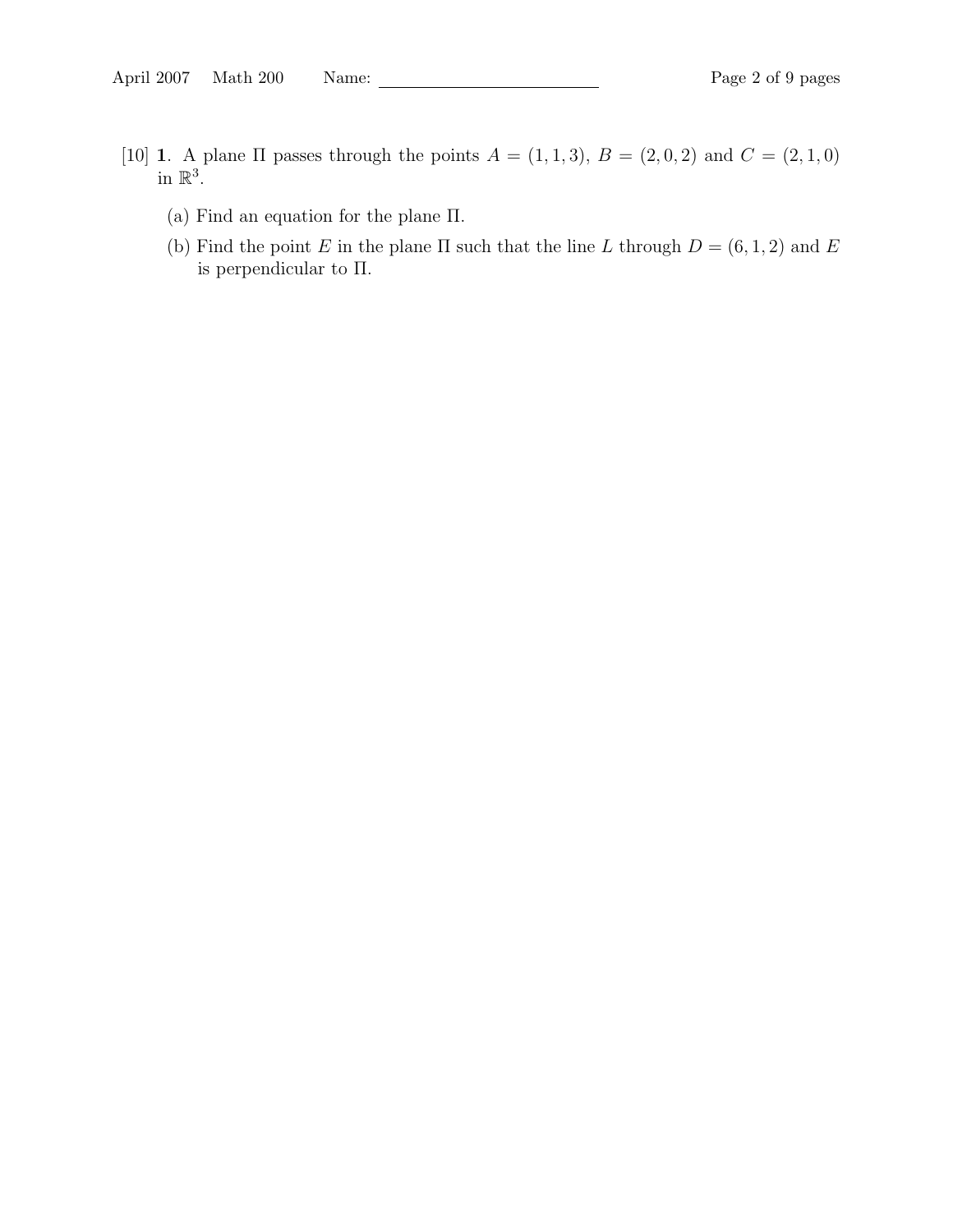[10] **1**. A plane $\Pi$ passes through the points $A = (1, 1, 3)$, $B = (2, 0, 2)$ and $C = (2, 1, 0)$ in $\mathbb{R}^3$.

(a) Find an equation for the plane $\Pi$.

(b) Find the point $E$ in the plane $\Pi$ such that the line $L$ through $D = (6, 1, 2)$ and $E$ is perpendicular to $\Pi$.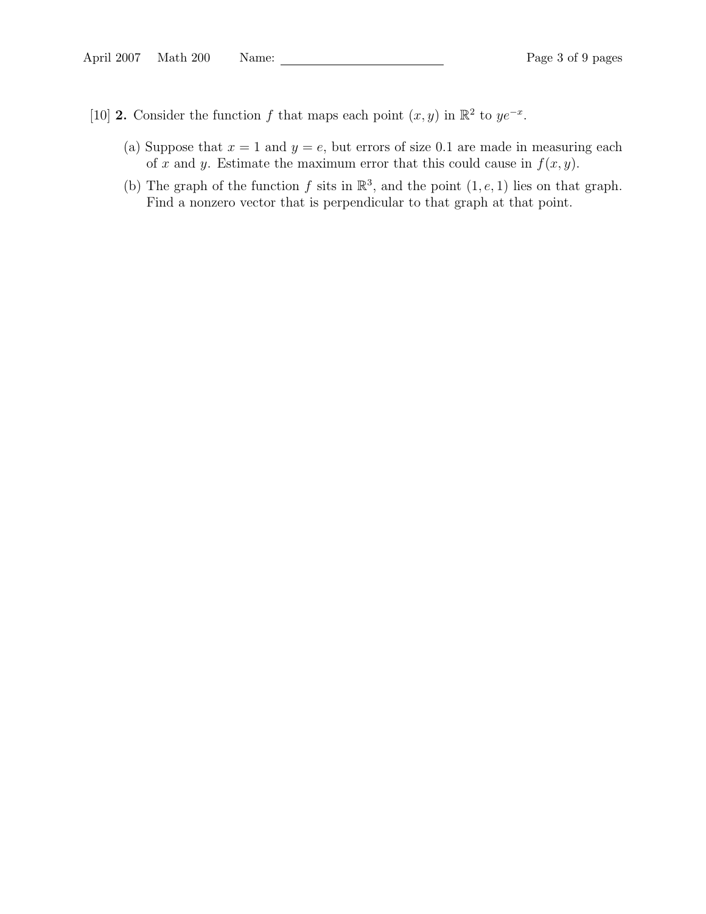[10] **2.** Consider the function $f$ that maps each point $(x, y)$ in $\mathbb{R}^2$ to $ye^{-x}$.

(a) Suppose that $x = 1$ and $y = e$, but errors of size 0.1 are made in measuring each of $x$ and $y$. Estimate the maximum error that this could cause in $f(x, y)$.

(b) The graph of the function $f$ sits in $\mathbb{R}^3$, and the point $(1, e, 1)$ lies on that graph. Find a nonzero vector that is perpendicular to that graph at that point.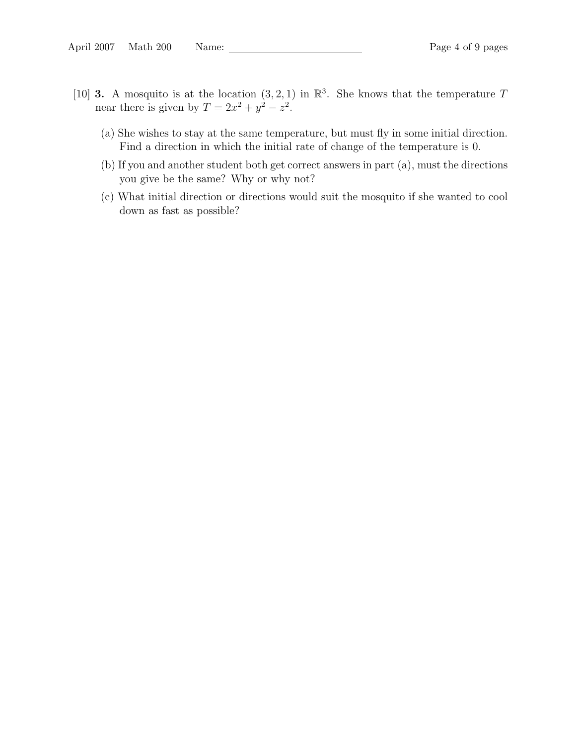[10] **3.** A mosquito is at the location $(3, 2, 1)$ in $\mathbb{R}^3$. She knows that the temperature $T$ near there is given by $T = 2x^2 + y^2 - z^2$.

(a) She wishes to stay at the same temperature, but must fly in some initial direction. Find a direction in which the initial rate of change of the temperature is 0.

(b) If you and another student both get correct answers in part (a), must the directions you give be the same? Why or why not?

(c) What initial direction or directions would suit the mosquito if she wanted to cool down as fast as possible?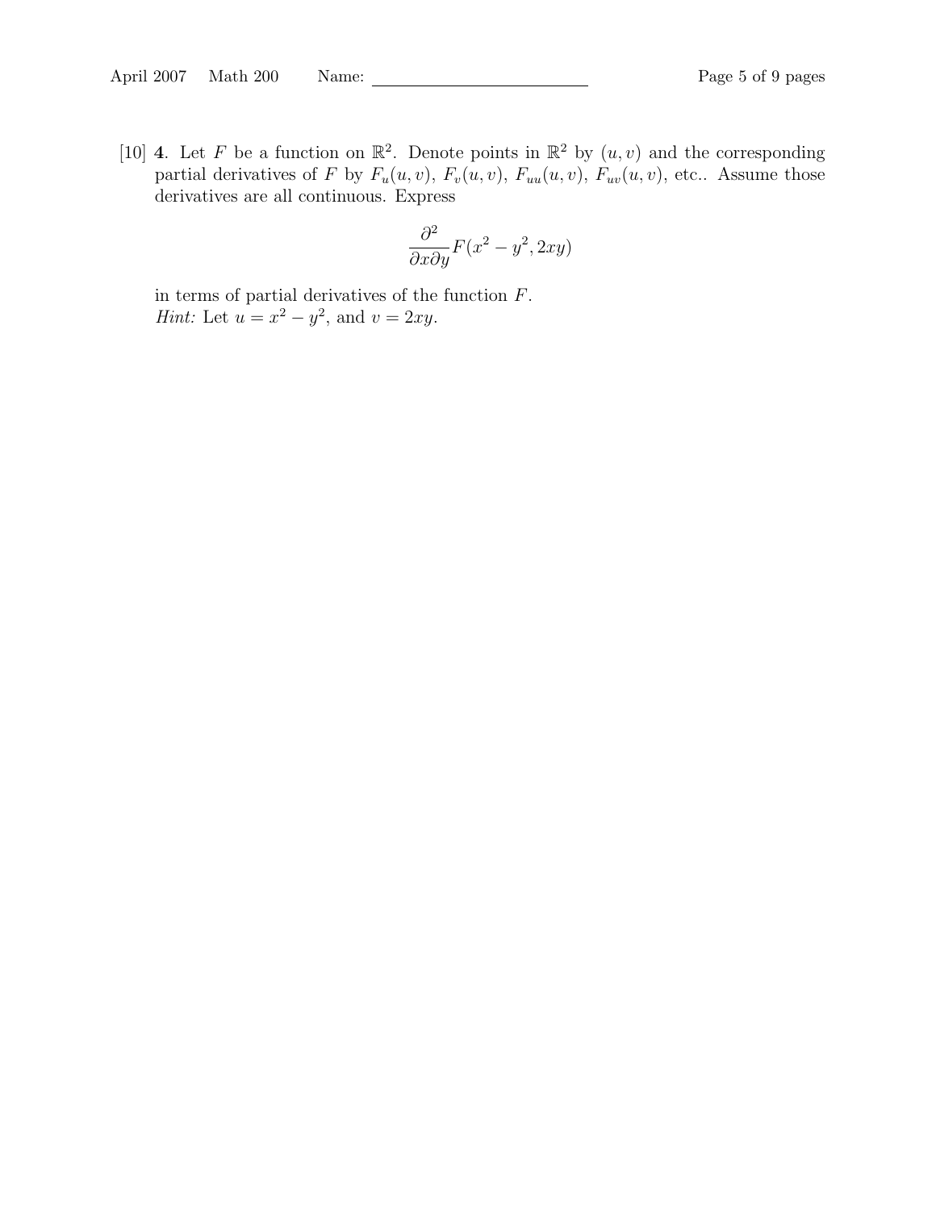[10] **4**. Let $F$ be a function on $\mathbb{R}^2$. Denote points in $\mathbb{R}^2$ by $(u, v)$ and the corresponding partial derivatives of $F$ by $F_u(u, v)$, $F_v(u, v)$, $F_{uu}(u, v)$, $F_{uv}(u, v)$, etc.. Assume those derivatives are all continuous. Express

$$\frac{\partial^2}{\partial x \partial y} F(x^2 - y^2, 2xy)$$

in terms of partial derivatives of the function $F$.
*Hint:* Let $u = x^2 - y^2$, and $v = 2xy$.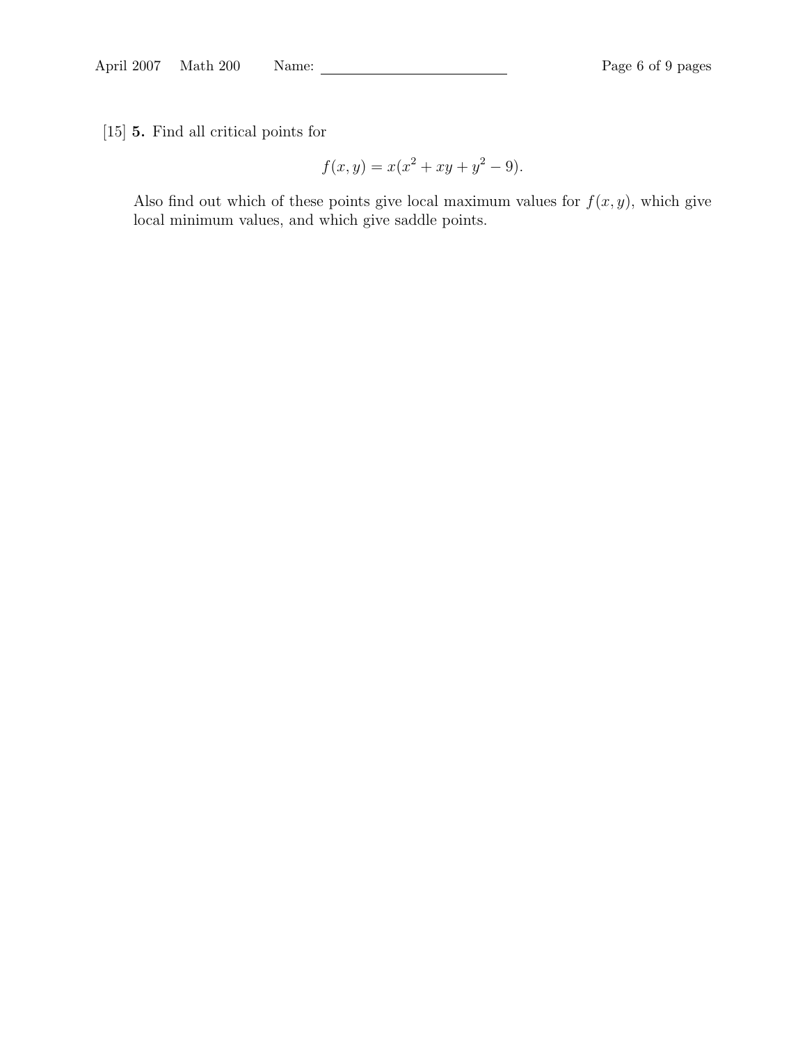[15] **5.** Find all critical points for

$$f(x, y) = x(x^2 + xy + y^2 - 9).$$

Also find out which of these points give local maximum values for $f(x, y)$, which give local minimum values, and which give saddle points.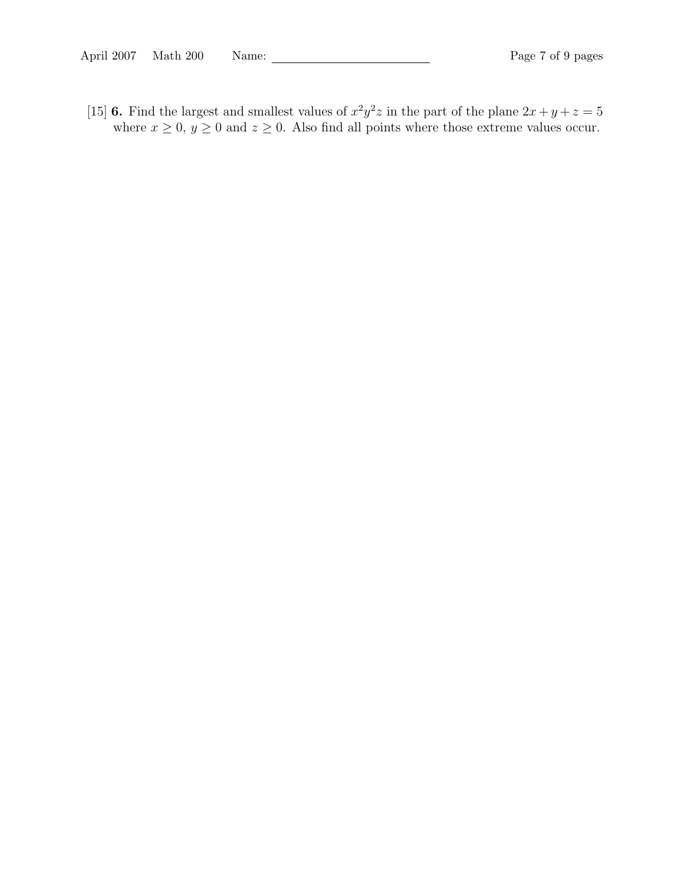[15] **6.** Find the largest and smallest values of $x^2y^2z$ in the part of the plane $2x + y + z = 5$ where $x \geq 0$, $y \geq 0$ and $z \geq 0$. Also find all points where those extreme values occur.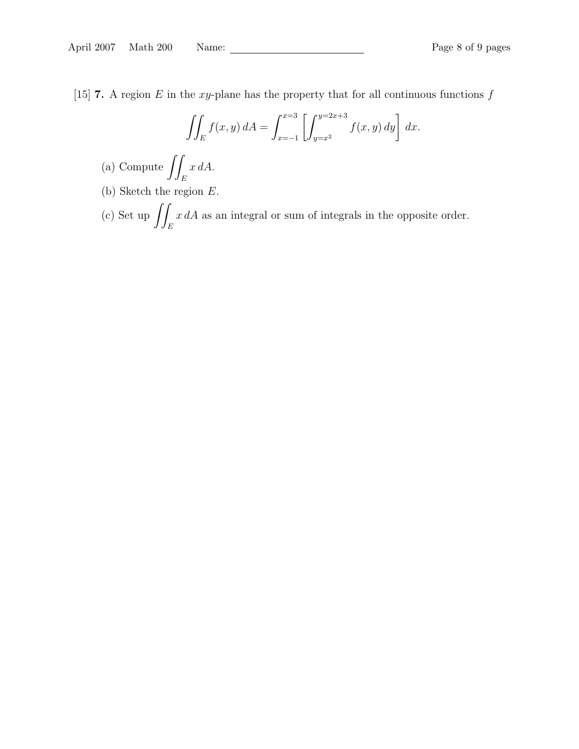[15] **7.** A region $E$ in the $xy$-plane has the property that for all continuous functions $f$

$$\iint_E f(x,y)\, dA = \int_{x=-1}^{x=3} \left[ \int_{y=x^2}^{y=2x+3} f(x,y)\, dy \right] dx.$$

(a) Compute $\displaystyle\iint_E x\, dA$.

(b) Sketch the region $E$.

(c) Set up $\displaystyle\iint_E x\, dA$ as an integral or sum of integrals in the opposite order.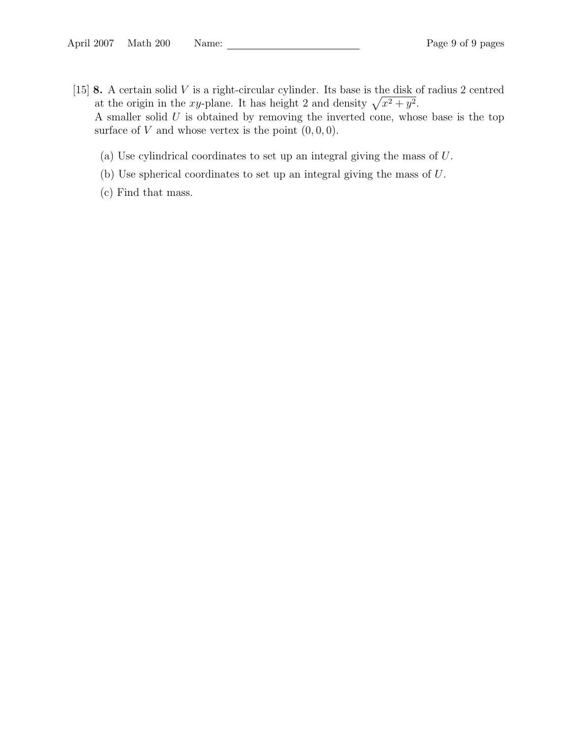[15] **8.** A certain solid $V$ is a right-circular cylinder. Its base is the disk of radius 2 centred at the origin in the $xy$-plane. It has height 2 and density $\sqrt{x^2+y^2}$.
A smaller solid $U$ is obtained by removing the inverted cone, whose base is the top surface of $V$ and whose vertex is the point $(0, 0, 0)$.

(a) Use cylindrical coordinates to set up an integral giving the mass of $U$.

(b) Use spherical coordinates to set up an integral giving the mass of $U$.

(c) Find that mass.